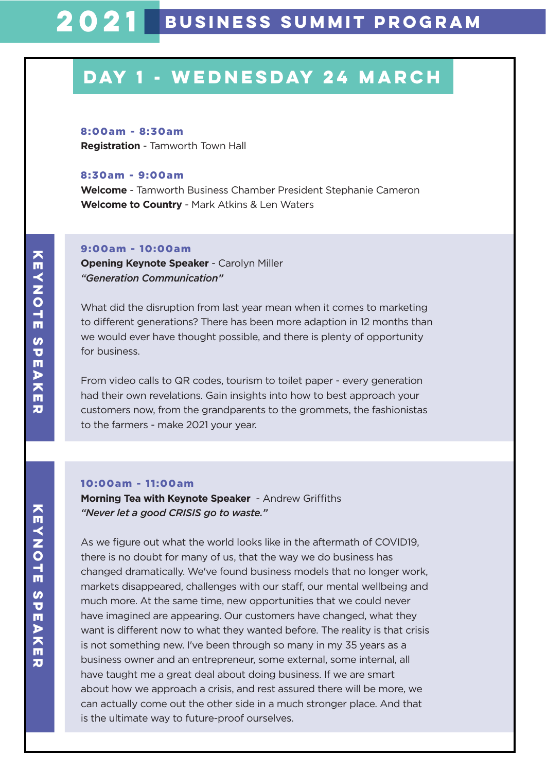# 2021 BUSINESS SUMMIT PROGRAM

## DAY 1 - WEDNESDAY 24 MARCH

**8:00am - 8:30am**
**Registration** - Tamworth Town Hall

**8:30am - 9:00am**
**Welcome** - Tamworth Business Chamber President Stephanie Cameron
**Welcome to Country** - Mark Atkins & Len Waters

KEYNOTE SPEAKER

**9:00am - 10:00am**
**Opening Keynote Speaker** - Carolyn Miller
***"Generation Communication"***

What did the disruption from last year mean when it comes to marketing to different generations? There has been more adaption in 12 months than we would ever have thought possible, and there is plenty of opportunity for business.

From video calls to QR codes, tourism to toilet paper - every generation had their own revelations. Gain insights into how to best approach your customers now, from the grandparents to the grommets, the fashionistas to the farmers - make 2021 your year.

KEYNOTE SPEAKER

**10:00am - 11:00am**
**Morning Tea with Keynote Speaker** - Andrew Griffiths
***"Never let a good CRISIS go to waste."***

As we figure out what the world looks like in the aftermath of COVID19, there is no doubt for many of us, that the way we do business has changed dramatically. We've found business models that no longer work, markets disappeared, challenges with our staff, our mental wellbeing and much more. At the same time, new opportunities that we could never have imagined are appearing. Our customers have changed, what they want is different now to what they wanted before. The reality is that crisis is not something new. I've been through so many in my 35 years as a business owner and an entrepreneur, some external, some internal, all have taught me a great deal about doing business. If we are smart about how we approach a crisis, and rest assured there will be more, we can actually come out the other side in a much stronger place. And that is the ultimate way to future-proof ourselves.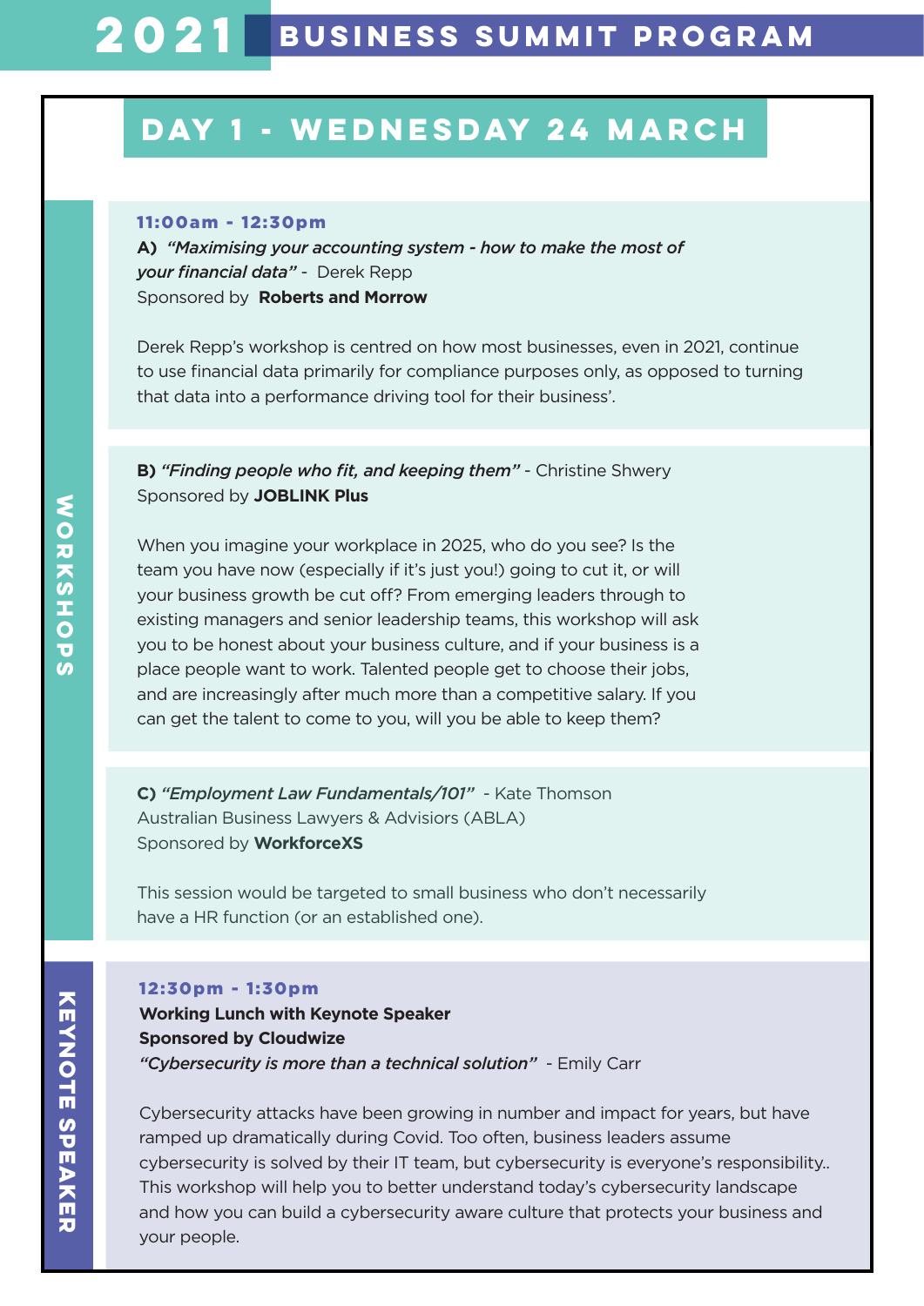# 2021 BUSINESS SUMMIT PROGRAM

## DAY 1 - WEDNESDAY 24 MARCH

### WORKSHOPS

**11:00am - 12:30pm**

**A)** ***"Maximising your accounting system - how to make the most of your financial data"*** - Derek Repp
Sponsored by **Roberts and Morrow**

Derek Repp's workshop is centred on how most businesses, even in 2021, continue to use financial data primarily for compliance purposes only, as opposed to turning that data into a performance driving tool for their business'.

**B)** ***"Finding people who fit, and keeping them"*** - Christine Shwery
Sponsored by **JOBLINK Plus**

When you imagine your workplace in 2025, who do you see? Is the team you have now (especially if it's just you!) going to cut it, or will your business growth be cut off? From emerging leaders through to existing managers and senior leadership teams, this workshop will ask you to be honest about your business culture, and if your business is a place people want to work. Talented people get to choose their jobs, and are increasingly after much more than a competitive salary. If you can get the talent to come to you, will you be able to keep them?

**C)** ***"Employment Law Fundamentals/101"*** - Kate Thomson
Australian Business Lawyers & Advisiors (ABLA)
Sponsored by **WorkforceXS**

This session would be targeted to small business who don't necessarily have a HR function (or an established one).

### KEYNOTE SPEAKER

**12:30pm - 1:30pm**
**Working Lunch with Keynote Speaker**
**Sponsored by Cloudwize**
***"Cybersecurity is more than a technical solution"*** - Emily Carr

Cybersecurity attacks have been growing in number and impact for years, but have ramped up dramatically during Covid. Too often, business leaders assume cybersecurity is solved by their IT team, but cybersecurity is everyone's responsibility.. This workshop will help you to better understand today's cybersecurity landscape and how you can build a cybersecurity aware culture that protects your business and your people.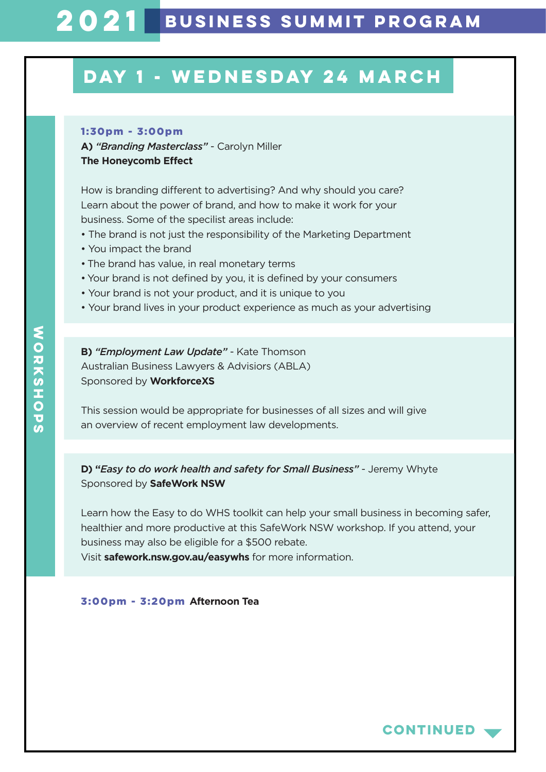# 2021 BUSINESS SUMMIT PROGRAM

## DAY 1 - WEDNESDAY 24 MARCH

**WORKSHOPS**

**1:30pm - 3:00pm**

**A)** ***"Branding Masterclass"*** - Carolyn Miller
**The Honeycomb Effect**

How is branding different to advertising? And why should you care? Learn about the power of brand, and how to make it work for your business. Some of the specilist areas include:

- The brand is not just the responsibility of the Marketing Department
- You impact the brand
- The brand has value, in real monetary terms
- Your brand is not defined by you, it is defined by your consumers
- Your brand is not your product, and it is unique to you
- Your brand lives in your product experience as much as your advertising

**B)** ***"Employment Law Update"*** - Kate Thomson
Australian Business Lawyers & Advisors (ABLA)
Sponsored by **WorkforceXS**

This session would be appropriate for businesses of all sizes and will give an overview of recent employment law developments.

**D)** ***"Easy to do work health and safety for Small Business"*** - Jeremy Whyte
Sponsored by **SafeWork NSW**

Learn how the Easy to do WHS toolkit can help your small business in becoming safer, healthier and more productive at this SafeWork NSW workshop. If you attend, your business may also be eligible for a $500 rebate.
Visit **safework.nsw.gov.au/easywhs** for more information.

**3:00pm - 3:20pm** **Afternoon Tea**

CONTINUED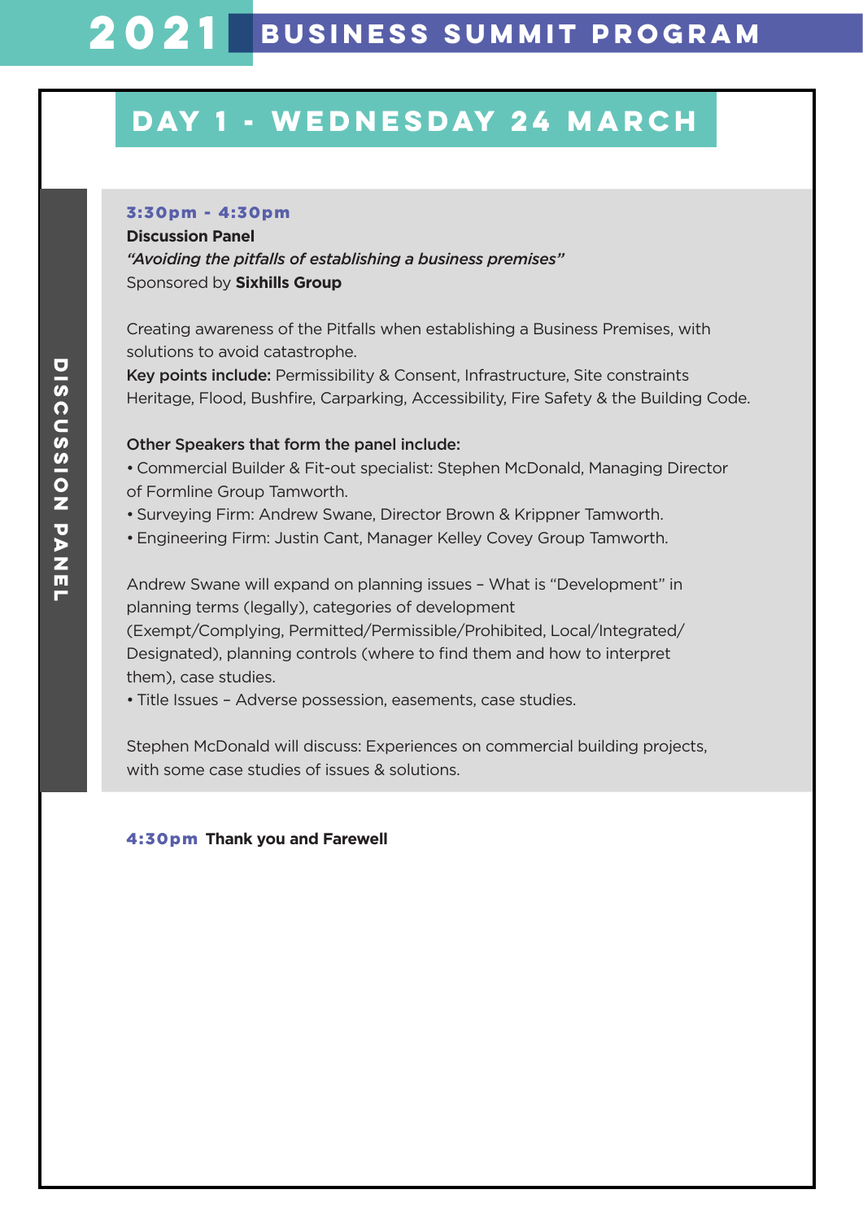# 2021 BUSINESS SUMMIT PROGRAM

## DAY 1 - WEDNESDAY 24 MARCH

DISCUSSION PANEL

**3:30pm - 4:30pm**

**Discussion Panel**

*“Avoiding the pitfalls of establishing a business premises”*

Sponsored by **Sixhills Group**

Creating awareness of the Pitfalls when establishing a Business Premises, with solutions to avoid catastrophe.

**Key points include:** Permissibility & Consent, Infrastructure, Site constraints Heritage, Flood, Bushfire, Carparking, Accessibility, Fire Safety & the Building Code.

**Other Speakers that form the panel include:**

- Commercial Builder & Fit-out specialist: Stephen McDonald, Managing Director of Formline Group Tamworth.
- Surveying Firm: Andrew Swane, Director Brown & Krippner Tamworth.
- Engineering Firm: Justin Cant, Manager Kelley Covey Group Tamworth.

Andrew Swane will expand on planning issues – What is “Development” in planning terms (legally), categories of development (Exempt/Complying, Permitted/Permissible/Prohibited, Local/Integrated/Designated), planning controls (where to find them and how to interpret them), case studies.

- Title Issues – Adverse possession, easements, case studies.

Stephen McDonald will discuss: Experiences on commercial building projects, with some case studies of issues & solutions.

**4:30pm** **Thank you and Farewell**